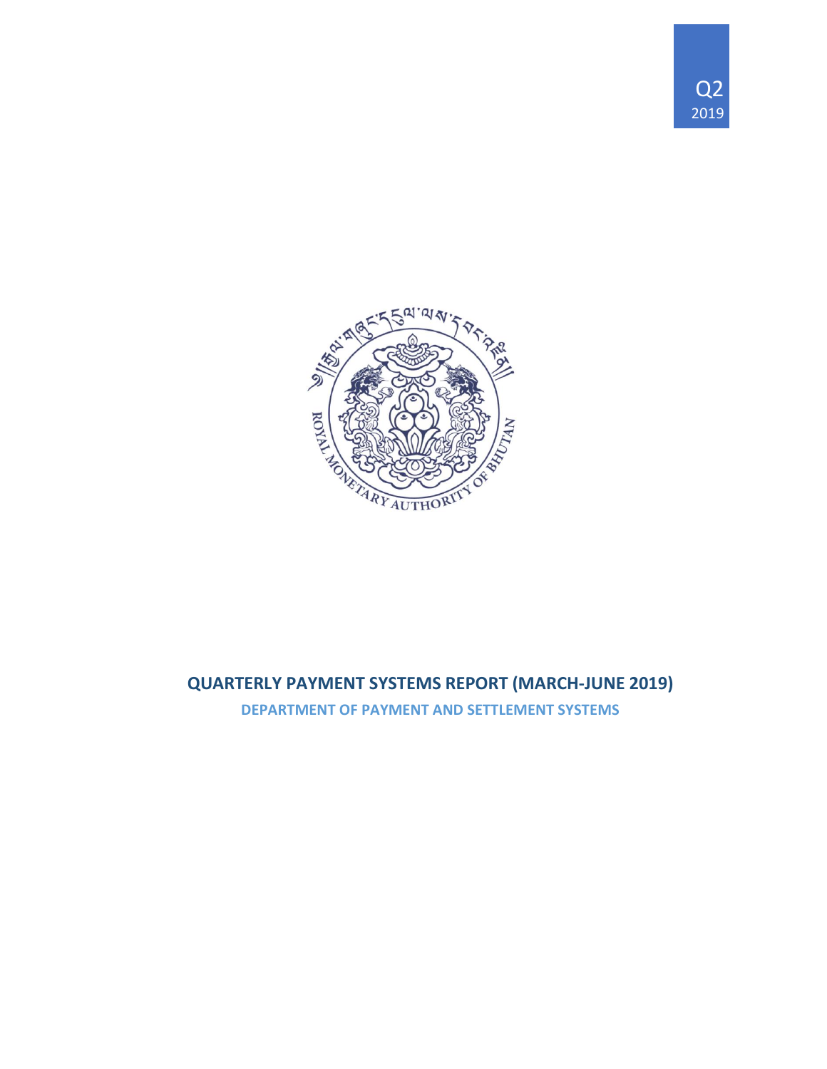Q2
2019

# QUARTERLY PAYMENT SYSTEMS REPORT (MARCH-JUNE 2019)

## DEPARTMENT OF PAYMENT AND SETTLEMENT SYSTEMS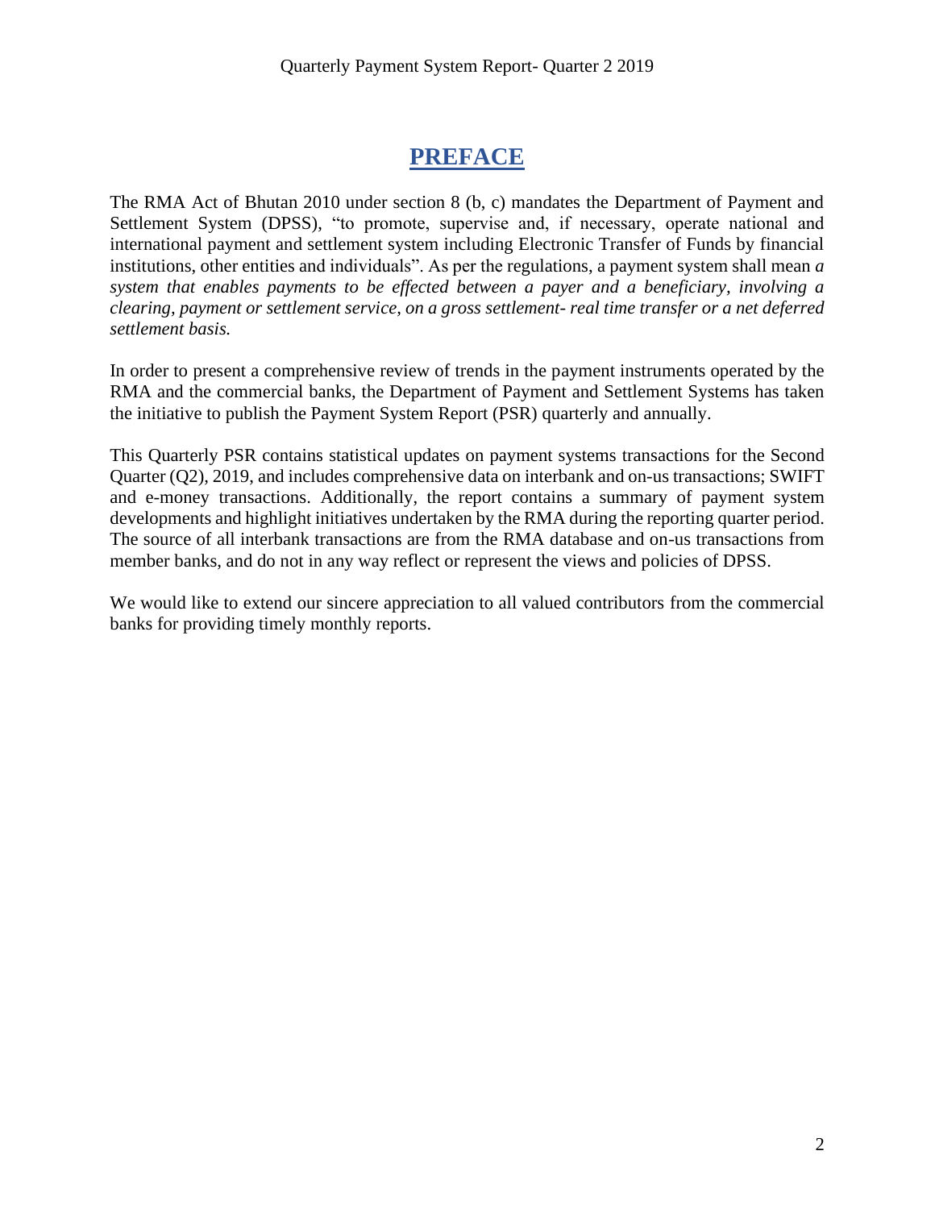# PREFACE

The RMA Act of Bhutan 2010 under section 8 (b, c) mandates the Department of Payment and Settlement System (DPSS), "to promote, supervise and, if necessary, operate national and international payment and settlement system including Electronic Transfer of Funds by financial institutions, other entities and individuals". As per the regulations, a payment system shall mean *a system that enables payments to be effected between a payer and a beneficiary, involving a clearing, payment or settlement service, on a gross settlement- real time transfer or a net deferred settlement basis.*

In order to present a comprehensive review of trends in the payment instruments operated by the RMA and the commercial banks, the Department of Payment and Settlement Systems has taken the initiative to publish the Payment System Report (PSR) quarterly and annually.

This Quarterly PSR contains statistical updates on payment systems transactions for the Second Quarter (Q2), 2019, and includes comprehensive data on interbank and on-us transactions; SWIFT and e-money transactions. Additionally, the report contains a summary of payment system developments and highlight initiatives undertaken by the RMA during the reporting quarter period. The source of all interbank transactions are from the RMA database and on-us transactions from member banks, and do not in any way reflect or represent the views and policies of DPSS.

We would like to extend our sincere appreciation to all valued contributors from the commercial banks for providing timely monthly reports.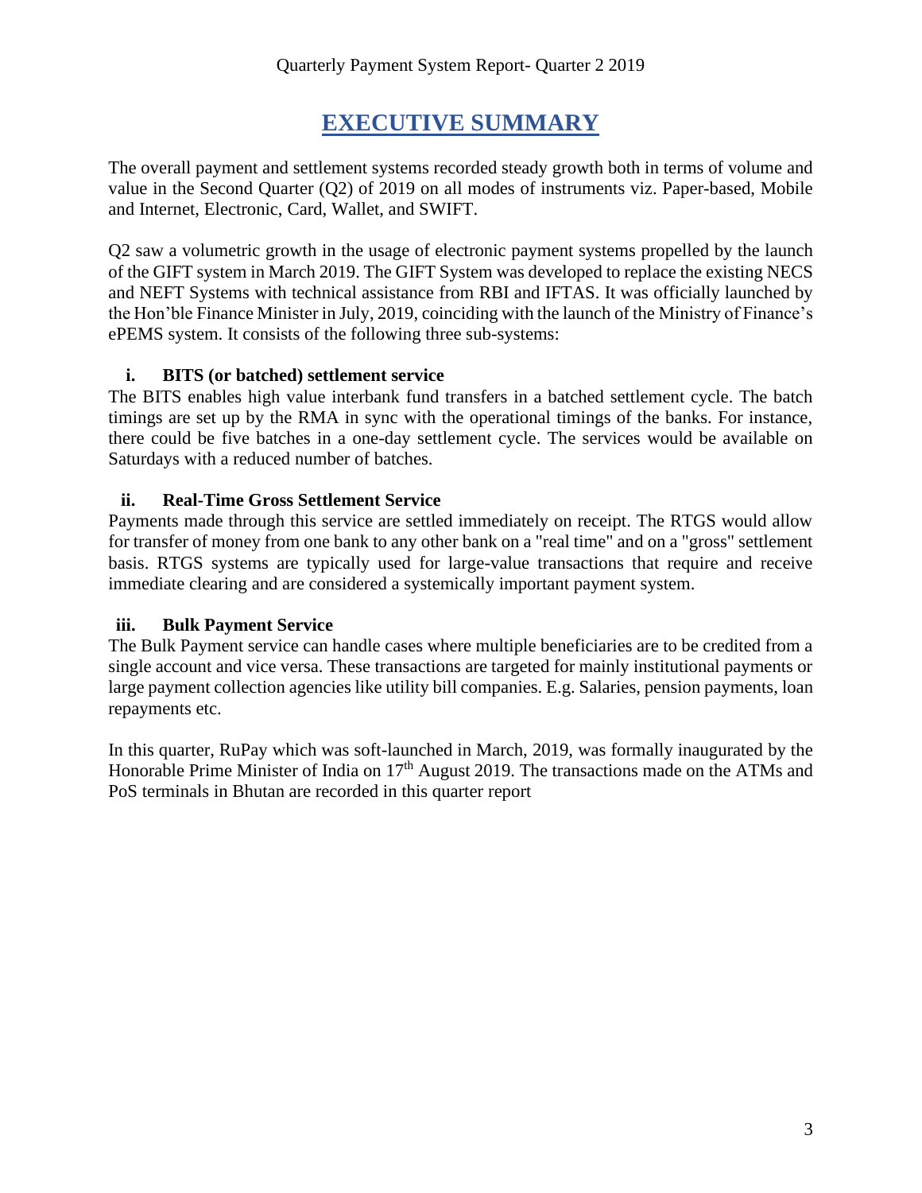# EXECUTIVE SUMMARY

The overall payment and settlement systems recorded steady growth both in terms of volume and value in the Second Quarter (Q2) of 2019 on all modes of instruments viz. Paper-based, Mobile and Internet, Electronic, Card, Wallet, and SWIFT.

Q2 saw a volumetric growth in the usage of electronic payment systems propelled by the launch of the GIFT system in March 2019. The GIFT System was developed to replace the existing NECS and NEFT Systems with technical assistance from RBI and IFTAS. It was officially launched by the Hon'ble Finance Minister in July, 2019, coinciding with the launch of the Ministry of Finance's ePEMS system. It consists of the following three sub-systems:

### i. BITS (or batched) settlement service

The BITS enables high value interbank fund transfers in a batched settlement cycle. The batch timings are set up by the RMA in sync with the operational timings of the banks. For instance, there could be five batches in a one-day settlement cycle. The services would be available on Saturdays with a reduced number of batches.

### ii. Real-Time Gross Settlement Service

Payments made through this service are settled immediately on receipt. The RTGS would allow for transfer of money from one bank to any other bank on a "real time" and on a "gross" settlement basis. RTGS systems are typically used for large-value transactions that require and receive immediate clearing and are considered a systemically important payment system.

### iii. Bulk Payment Service

The Bulk Payment service can handle cases where multiple beneficiaries are to be credited from a single account and vice versa. These transactions are targeted for mainly institutional payments or large payment collection agencies like utility bill companies. E.g. Salaries, pension payments, loan repayments etc.

In this quarter, RuPay which was soft-launched in March, 2019, was formally inaugurated by the Honorable Prime Minister of India on 17th August 2019. The transactions made on the ATMs and PoS terminals in Bhutan are recorded in this quarter report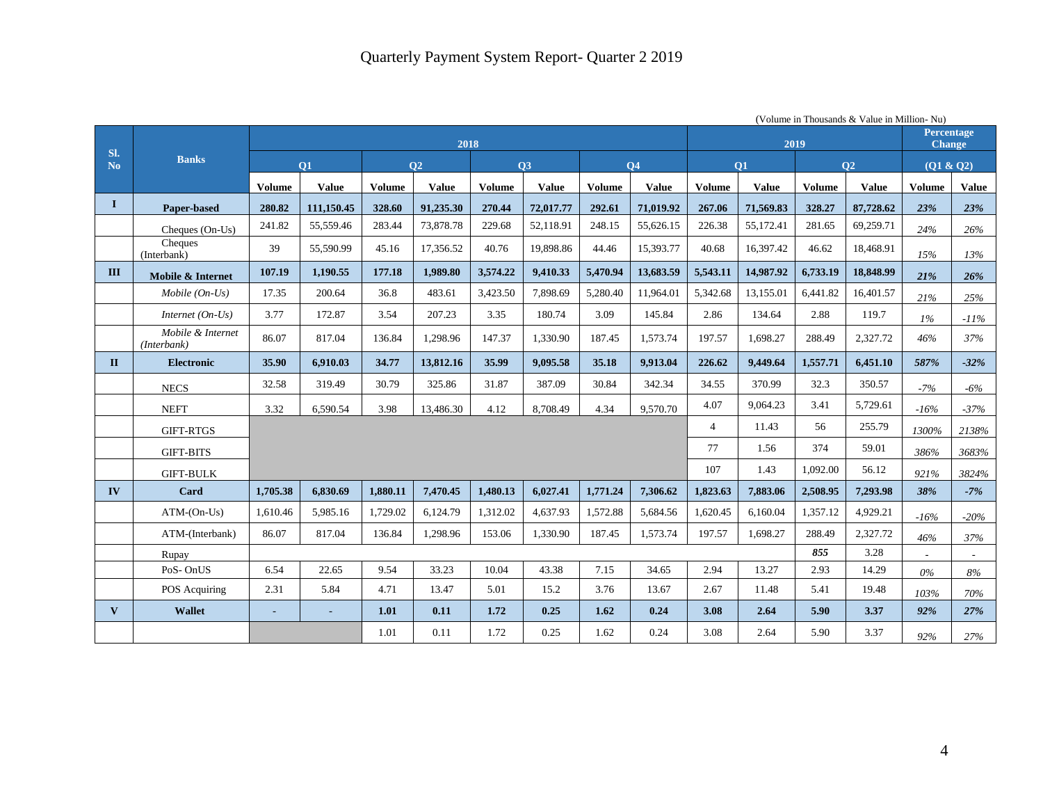# Quarterly Payment System Report- Quarter 2 2019

(Volume in Thousands & Value in Million- Nu)

| Sl. No | Banks | 2018 | | | | | | | | 2019 | | | | Percentage Change | |
|---|---|---|---|---|---|---|---|---|---|---|---|---|---|---|---|
| | | Q1 | | Q2 | | Q3 | | Q4 | | Q1 | | Q2 | | (Q1 & Q2) | |
| | | Volume | Value | Volume | Value | Volume | Value | Volume | Value | Volume | Value | Volume | Value | Volume | Value |
| **I** | **Paper-based** | **280.82** | **111,150.45** | **328.60** | **91,235.30** | **270.44** | **72,017.77** | **292.61** | **71,019.92** | **267.06** | **71,569.83** | **328.27** | **87,728.62** | ***23%*** | ***23%*** |
| | Cheques (On-Us) | 241.82 | 55,559.46 | 283.44 | 73,878.78 | 229.68 | 52,118.91 | 248.15 | 55,626.15 | 226.38 | 55,172.41 | 281.65 | 69,259.71 | *24%* | *26%* |
| | Cheques (Interbank) | 39 | 55,590.99 | 45.16 | 17,356.52 | 40.76 | 19,898.86 | 44.46 | 15,393.77 | 40.68 | 16,397.42 | 46.62 | 18,468.91 | *15%* | *13%* |
| **III** | **Mobile & Internet** | **107.19** | **1,190.55** | **177.18** | **1,989.80** | **3,574.22** | **9,410.33** | **5,470.94** | **13,683.59** | **5,543.11** | **14,987.92** | **6,733.19** | **18,848.99** | ***21%*** | ***26%*** |
| | *Mobile (On-Us)* | 17.35 | 200.64 | 36.8 | 483.61 | 3,423.50 | 7,898.69 | 5,280.40 | 11,964.01 | 5,342.68 | 13,155.01 | 6,441.82 | 16,401.57 | *21%* | *25%* |
| | *Internet (On-Us)* | 3.77 | 172.87 | 3.54 | 207.23 | 3.35 | 180.74 | 3.09 | 145.84 | 2.86 | 134.64 | 2.88 | 119.7 | *1%* | *-11%* |
| | *Mobile & Internet (Interbank)* | 86.07 | 817.04 | 136.84 | 1,298.96 | 147.37 | 1,330.90 | 187.45 | 1,573.74 | 197.57 | 1,698.27 | 288.49 | 2,327.72 | *46%* | *37%* |
| **II** | **Electronic** | **35.90** | **6,910.03** | **34.77** | **13,812.16** | **35.99** | **9,095.58** | **35.18** | **9,913.04** | **226.62** | **9,449.64** | **1,557.71** | **6,451.10** | ***587%*** | ***-32%*** |
| | NECS | 32.58 | 319.49 | 30.79 | 325.86 | 31.87 | 387.09 | 30.84 | 342.34 | 34.55 | 370.99 | 32.3 | 350.57 | *-7%* | *-6%* |
| | NEFT | 3.32 | 6,590.54 | 3.98 | 13,486.30 | 4.12 | 8,708.49 | 4.34 | 9,570.70 | 4.07 | 9,064.23 | 3.41 | 5,729.61 | *-16%* | *-37%* |
| | GIFT-RTGS | | | | | | | | | 4 | 11.43 | 56 | 255.79 | *1300%* | *2138%* |
| | GIFT-BITS | | | | | | | | | 77 | 1.56 | 374 | 59.01 | *386%* | *3683%* |
| | GIFT-BULK | | | | | | | | | 107 | 1.43 | 1,092.00 | 56.12 | *921%* | *3824%* |
| **IV** | **Card** | **1,705.38** | **6,830.69** | **1,880.11** | **7,470.45** | **1,480.13** | **6,027.41** | **1,771.24** | **7,306.62** | **1,823.63** | **7,883.06** | **2,508.95** | **7,293.98** | ***38%*** | ***-7%*** |
| | ATM-(On-Us) | 1,610.46 | 5,985.16 | 1,729.02 | 6,124.79 | 1,312.02 | 4,637.93 | 1,572.88 | 5,684.56 | 1,620.45 | 6,160.04 | 1,357.12 | 4,929.21 | *-16%* | *-20%* |
| | ATM-(Interbank) | 86.07 | 817.04 | 136.84 | 1,298.96 | 153.06 | 1,330.90 | 187.45 | 1,573.74 | 197.57 | 1,698.27 | 288.49 | 2,327.72 | *46%* | *37%* |
| | Rupay | | | | | | | | | | | *855* | 3.28 | - | - |
| | PoS- OnUS | 6.54 | 22.65 | 9.54 | 33.23 | 10.04 | 43.38 | 7.15 | 34.65 | 2.94 | 13.27 | 2.93 | 14.29 | *0%* | *8%* |
| | POS Acquiring | 2.31 | 5.84 | 4.71 | 13.47 | 5.01 | 15.2 | 3.76 | 13.67 | 2.67 | 11.48 | 5.41 | 19.48 | *103%* | *70%* |
| **V** | **Wallet** | - | - | **1.01** | **0.11** | **1.72** | **0.25** | **1.62** | **0.24** | **3.08** | **2.64** | **5.90** | **3.37** | ***92%*** | ***27%*** |
| | | | | 1.01 | 0.11 | 1.72 | 0.25 | 1.62 | 0.24 | 3.08 | 2.64 | 5.90 | 3.37 | *92%* | *27%* |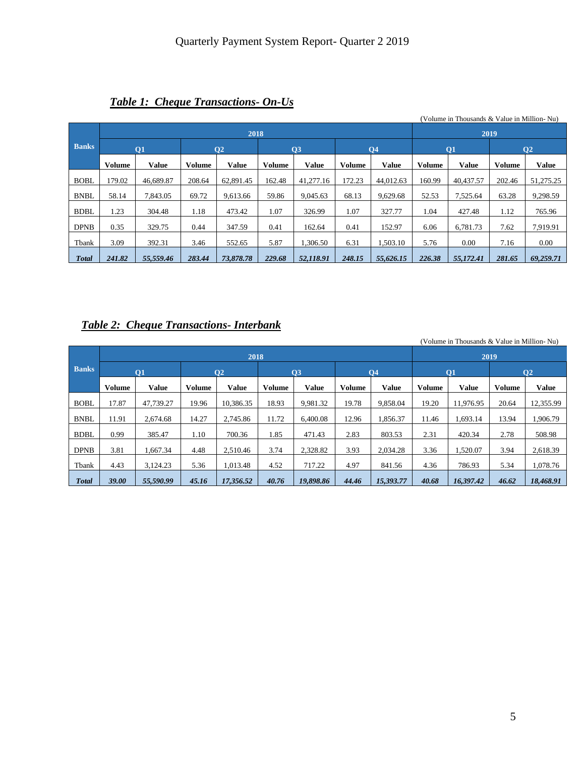### *Table 1: Cheque Transactions- On-Us*

(Volume in Thousands & Value in Million- Nu)

| Banks | 2018 | | | | | | | | 2019 | | | |
|---|---|---|---|---|---|---|---|---|---|---|---|---|
| | Q1 | | Q2 | | Q3 | | Q4 | | Q1 | | Q2 | |
| | Volume | Value | Volume | Value | Volume | Value | Volume | Value | Volume | Value | Volume | Value |
| BOBL | 179.02 | 46,689.87 | 208.64 | 62,891.45 | 162.48 | 41,277.16 | 172.23 | 44,012.63 | 160.99 | 40,437.57 | 202.46 | 51,275.25 |
| BNBL | 58.14 | 7,843.05 | 69.72 | 9,613.66 | 59.86 | 9,045.63 | 68.13 | 9,629.68 | 52.53 | 7,525.64 | 63.28 | 9,298.59 |
| BDBL | 1.23 | 304.48 | 1.18 | 473.42 | 1.07 | 326.99 | 1.07 | 327.77 | 1.04 | 427.48 | 1.12 | 765.96 |
| DPNB | 0.35 | 329.75 | 0.44 | 347.59 | 0.41 | 162.64 | 0.41 | 152.97 | 6.06 | 6,781.73 | 7.62 | 7,919.91 |
| Tbank | 3.09 | 392.31 | 3.46 | 552.65 | 5.87 | 1,306.50 | 6.31 | 1,503.10 | 5.76 | 0.00 | 7.16 | 0.00 |
| ***Total*** | ***241.82*** | ***55,559.46*** | ***283.44*** | ***73,878.78*** | ***229.68*** | ***52,118.91*** | ***248.15*** | ***55,626.15*** | ***226.38*** | ***55,172.41*** | ***281.65*** | ***69,259.71*** |

### *Table 2: Cheque Transactions- Interbank*

(Volume in Thousands & Value in Million- Nu)

| Banks | 2018 | | | | | | | | 2019 | | | |
|---|---|---|---|---|---|---|---|---|---|---|---|---|
| | Q1 | | Q2 | | Q3 | | Q4 | | Q1 | | Q2 | |
| | Volume | Value | Volume | Value | Volume | Value | Volume | Value | Volume | Value | Volume | Value |
| BOBL | 17.87 | 47,739.27 | 19.96 | 10,386.35 | 18.93 | 9,981.32 | 19.78 | 9,858.04 | 19.20 | 11,976.95 | 20.64 | 12,355.99 |
| BNBL | 11.91 | 2,674.68 | 14.27 | 2,745.86 | 11.72 | 6,400.08 | 12.96 | 1,856.37 | 11.46 | 1,693.14 | 13.94 | 1,906.79 |
| BDBL | 0.99 | 385.47 | 1.10 | 700.36 | 1.85 | 471.43 | 2.83 | 803.53 | 2.31 | 420.34 | 2.78 | 508.98 |
| DPNB | 3.81 | 1,667.34 | 4.48 | 2,510.46 | 3.74 | 2,328.82 | 3.93 | 2,034.28 | 3.36 | 1,520.07 | 3.94 | 2,618.39 |
| Tbank | 4.43 | 3,124.23 | 5.36 | 1,013.48 | 4.52 | 717.22 | 4.97 | 841.56 | 4.36 | 786.93 | 5.34 | 1,078.76 |
| ***Total*** | ***39.00*** | ***55,590.99*** | ***45.16*** | ***17,356.52*** | ***40.76*** | ***19,898.86*** | ***44.46*** | ***15,393.77*** | ***40.68*** | ***16,397.42*** | ***46.62*** | ***18,468.91*** |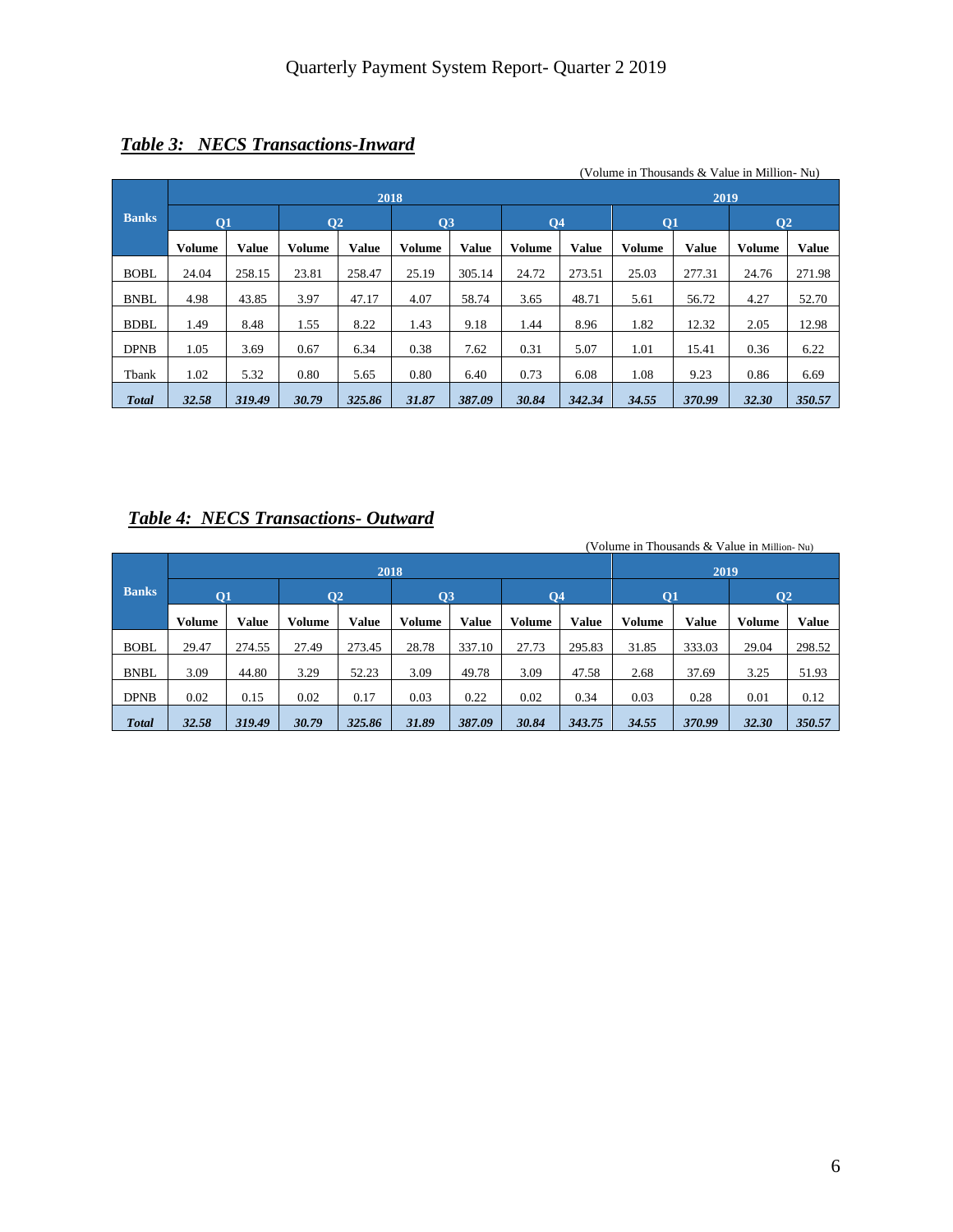## *Table 3: NECS Transactions-Inward*

(Volume in Thousands & Value in Million- Nu)

| Banks | 2018 | | | | | | | | 2019 | | | |
|---|---|---|---|---|---|---|---|---|---|---|---|---|
| | Q1 | | Q2 | | Q3 | | Q4 | | Q1 | | Q2 | |
| | Volume | Value | Volume | Value | Volume | Value | Volume | Value | Volume | Value | Volume | Value |
| BOBL | 24.04 | 258.15 | 23.81 | 258.47 | 25.19 | 305.14 | 24.72 | 273.51 | 25.03 | 277.31 | 24.76 | 271.98 |
| BNBL | 4.98 | 43.85 | 3.97 | 47.17 | 4.07 | 58.74 | 3.65 | 48.71 | 5.61 | 56.72 | 4.27 | 52.70 |
| BDBL | 1.49 | 8.48 | 1.55 | 8.22 | 1.43 | 9.18 | 1.44 | 8.96 | 1.82 | 12.32 | 2.05 | 12.98 |
| DPNB | 1.05 | 3.69 | 0.67 | 6.34 | 0.38 | 7.62 | 0.31 | 5.07 | 1.01 | 15.41 | 0.36 | 6.22 |
| Tbank | 1.02 | 5.32 | 0.80 | 5.65 | 0.80 | 6.40 | 0.73 | 6.08 | 1.08 | 9.23 | 0.86 | 6.69 |
| ***Total*** | ***32.58*** | ***319.49*** | ***30.79*** | ***325.86*** | ***31.87*** | ***387.09*** | ***30.84*** | ***342.34*** | ***34.55*** | ***370.99*** | ***32.30*** | ***350.57*** |

## *Table 4: NECS Transactions- Outward*

(Volume in Thousands & Value in Million- Nu)

| Banks | 2018 | | | | | | | | 2019 | | | |
|---|---|---|---|---|---|---|---|---|---|---|---|---|
| | Q1 | | Q2 | | Q3 | | Q4 | | Q1 | | Q2 | |
| | Volume | Value | Volume | Value | Volume | Value | Volume | Value | Volume | Value | Volume | Value |
| BOBL | 29.47 | 274.55 | 27.49 | 273.45 | 28.78 | 337.10 | 27.73 | 295.83 | 31.85 | 333.03 | 29.04 | 298.52 |
| BNBL | 3.09 | 44.80 | 3.29 | 52.23 | 3.09 | 49.78 | 3.09 | 47.58 | 2.68 | 37.69 | 3.25 | 51.93 |
| DPNB | 0.02 | 0.15 | 0.02 | 0.17 | 0.03 | 0.22 | 0.02 | 0.34 | 0.03 | 0.28 | 0.01 | 0.12 |
| ***Total*** | ***32.58*** | ***319.49*** | ***30.79*** | ***325.86*** | ***31.89*** | ***387.09*** | ***30.84*** | ***343.75*** | ***34.55*** | ***370.99*** | ***32.30*** | ***350.57*** |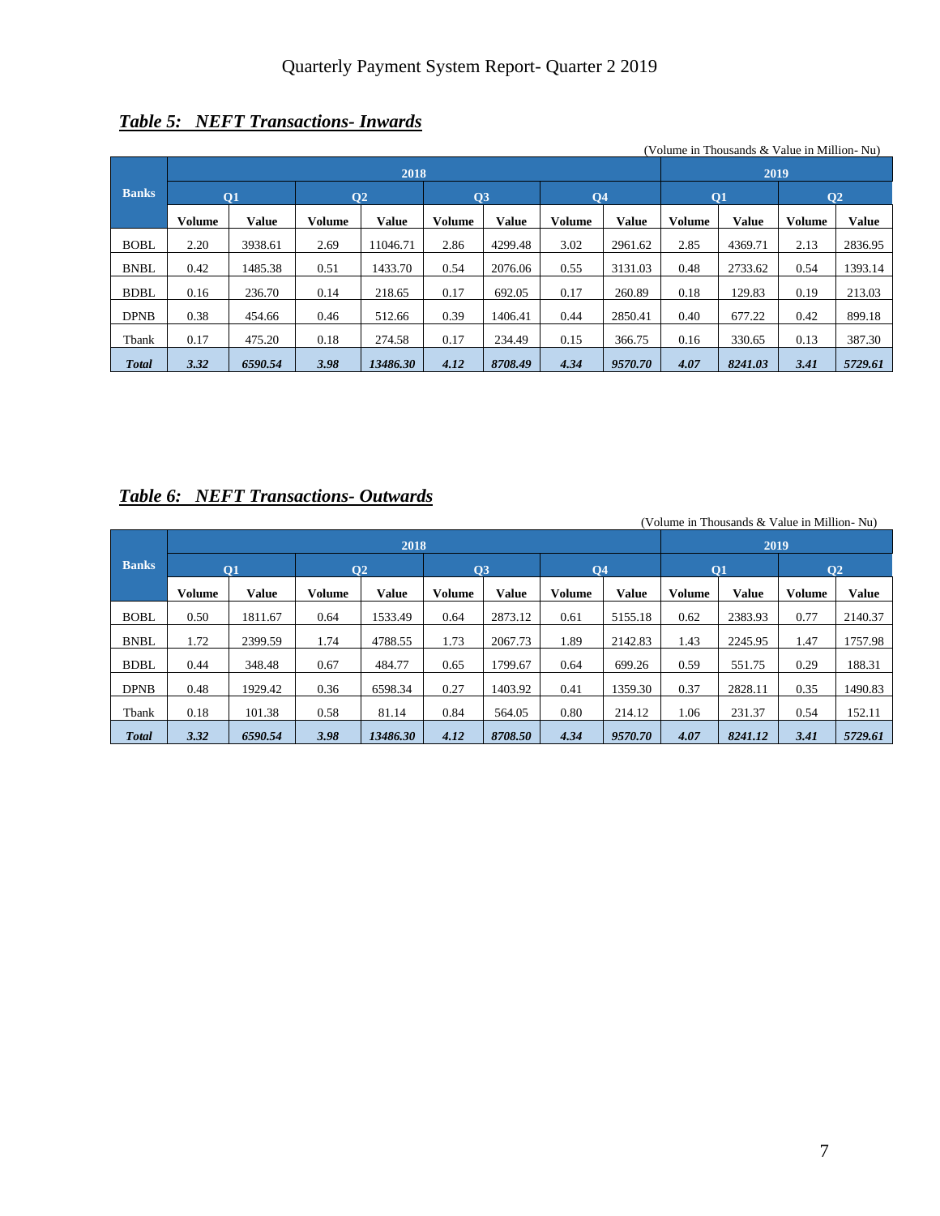## *Table 5: NEFT Transactions- Inwards*

(Volume in Thousands & Value in Million- Nu)

| Banks | 2018 | | | | | | | | 2019 | | | |
|---|---|---|---|---|---|---|---|---|---|---|---|---|
| | Q1 | | Q2 | | Q3 | | Q4 | | Q1 | | Q2 | |
| | Volume | Value | Volume | Value | Volume | Value | Volume | Value | Volume | Value | Volume | Value |
| BOBL | 2.20 | 3938.61 | 2.69 | 11046.71 | 2.86 | 4299.48 | 3.02 | 2961.62 | 2.85 | 4369.71 | 2.13 | 2836.95 |
| BNBL | 0.42 | 1485.38 | 0.51 | 1433.70 | 0.54 | 2076.06 | 0.55 | 3131.03 | 0.48 | 2733.62 | 0.54 | 1393.14 |
| BDBL | 0.16 | 236.70 | 0.14 | 218.65 | 0.17 | 692.05 | 0.17 | 260.89 | 0.18 | 129.83 | 0.19 | 213.03 |
| DPNB | 0.38 | 454.66 | 0.46 | 512.66 | 0.39 | 1406.41 | 0.44 | 2850.41 | 0.40 | 677.22 | 0.42 | 899.18 |
| Tbank | 0.17 | 475.20 | 0.18 | 274.58 | 0.17 | 234.49 | 0.15 | 366.75 | 0.16 | 330.65 | 0.13 | 387.30 |
| ***Total*** | ***3.32*** | ***6590.54*** | ***3.98*** | ***13486.30*** | ***4.12*** | ***8708.49*** | ***4.34*** | ***9570.70*** | ***4.07*** | ***8241.03*** | ***3.41*** | ***5729.61*** |

## *Table 6: NEFT Transactions- Outwards*

(Volume in Thousands & Value in Million- Nu)

| Banks | 2018 | | | | | | | | 2019 | | | |
|---|---|---|---|---|---|---|---|---|---|---|---|---|
| | Q1 | | Q2 | | Q3 | | Q4 | | Q1 | | Q2 | |
| | Volume | Value | Volume | Value | Volume | Value | Volume | Value | Volume | Value | Volume | Value |
| BOBL | 0.50 | 1811.67 | 0.64 | 1533.49 | 0.64 | 2873.12 | 0.61 | 5155.18 | 0.62 | 2383.93 | 0.77 | 2140.37 |
| BNBL | 1.72 | 2399.59 | 1.74 | 4788.55 | 1.73 | 2067.73 | 1.89 | 2142.83 | 1.43 | 2245.95 | 1.47 | 1757.98 |
| BDBL | 0.44 | 348.48 | 0.67 | 484.77 | 0.65 | 1799.67 | 0.64 | 699.26 | 0.59 | 551.75 | 0.29 | 188.31 |
| DPNB | 0.48 | 1929.42 | 0.36 | 6598.34 | 0.27 | 1403.92 | 0.41 | 1359.30 | 0.37 | 2828.11 | 0.35 | 1490.83 |
| Tbank | 0.18 | 101.38 | 0.58 | 81.14 | 0.84 | 564.05 | 0.80 | 214.12 | 1.06 | 231.37 | 0.54 | 152.11 |
| ***Total*** | ***3.32*** | ***6590.54*** | ***3.98*** | ***13486.30*** | ***4.12*** | ***8708.50*** | ***4.34*** | ***9570.70*** | ***4.07*** | ***8241.12*** | ***3.41*** | ***5729.61*** |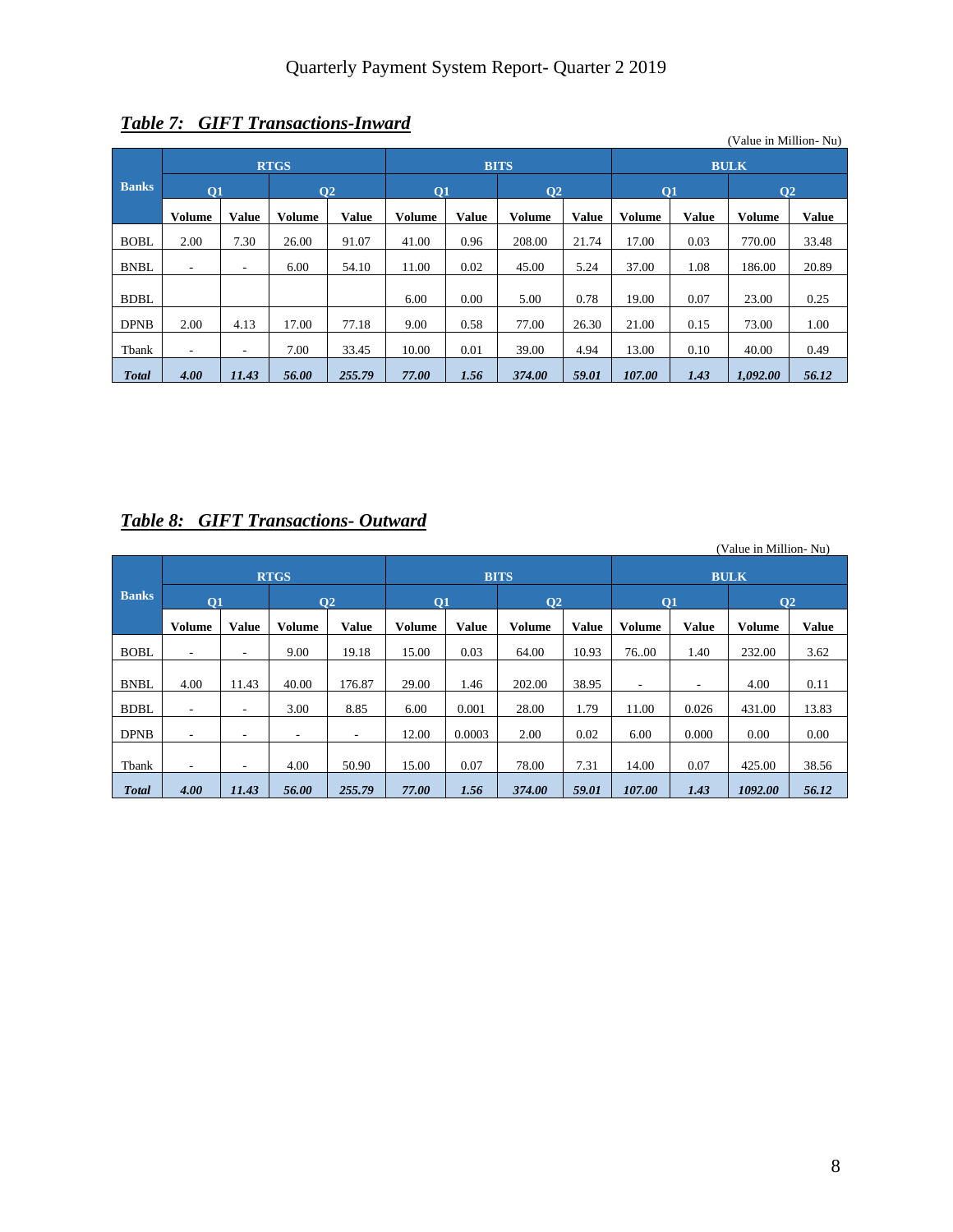## *Table 7: GIFT Transactions-Inward*

(Value in Million- Nu)

| Banks | RTGS | | | | BITS | | | | BULK | | | |
|---|---|---|---|---|---|---|---|---|---|---|---|---|
| | Q1 | | Q2 | | Q1 | | Q2 | | Q1 | | Q2 | |
| | Volume | Value | Volume | Value | Volume | Value | Volume | Value | Volume | Value | Volume | Value |
| BOBL | 2.00 | 7.30 | 26.00 | 91.07 | 41.00 | 0.96 | 208.00 | 21.74 | 17.00 | 0.03 | 770.00 | 33.48 |
| BNBL | - | - | 6.00 | 54.10 | 11.00 | 0.02 | 45.00 | 5.24 | 37.00 | 1.08 | 186.00 | 20.89 |
| BDBL | | | | | 6.00 | 0.00 | 5.00 | 0.78 | 19.00 | 0.07 | 23.00 | 0.25 |
| DPNB | 2.00 | 4.13 | 17.00 | 77.18 | 9.00 | 0.58 | 77.00 | 26.30 | 21.00 | 0.15 | 73.00 | 1.00 |
| Tbank | - | - | 7.00 | 33.45 | 10.00 | 0.01 | 39.00 | 4.94 | 13.00 | 0.10 | 40.00 | 0.49 |
| ***Total*** | ***4.00*** | ***11.43*** | ***56.00*** | ***255.79*** | ***77.00*** | ***1.56*** | ***374.00*** | ***59.01*** | ***107.00*** | ***1.43*** | ***1,092.00*** | ***56.12*** |

## *Table 8: GIFT Transactions- Outward*

(Value in Million- Nu)

| Banks | RTGS | | | | BITS | | | | BULK | | | |
|---|---|---|---|---|---|---|---|---|---|---|---|---|
| | Q1 | | Q2 | | Q1 | | Q2 | | Q1 | | Q2 | |
| | Volume | Value | Volume | Value | Volume | Value | Volume | Value | Volume | Value | Volume | Value |
| BOBL | - | - | 9.00 | 19.18 | 15.00 | 0.03 | 64.00 | 10.93 | 76..00 | 1.40 | 232.00 | 3.62 |
| BNBL | 4.00 | 11.43 | 40.00 | 176.87 | 29.00 | 1.46 | 202.00 | 38.95 | - | - | 4.00 | 0.11 |
| BDBL | - | - | 3.00 | 8.85 | 6.00 | 0.001 | 28.00 | 1.79 | 11.00 | 0.026 | 431.00 | 13.83 |
| DPNB | - | - | - | - | 12.00 | 0.0003 | 2.00 | 0.02 | 6.00 | 0.000 | 0.00 | 0.00 |
| Tbank | - | - | 4.00 | 50.90 | 15.00 | 0.07 | 78.00 | 7.31 | 14.00 | 0.07 | 425.00 | 38.56 |
| ***Total*** | ***4.00*** | ***11.43*** | ***56.00*** | ***255.79*** | ***77.00*** | ***1.56*** | ***374.00*** | ***59.01*** | ***107.00*** | ***1.43*** | ***1092.00*** | ***56.12*** |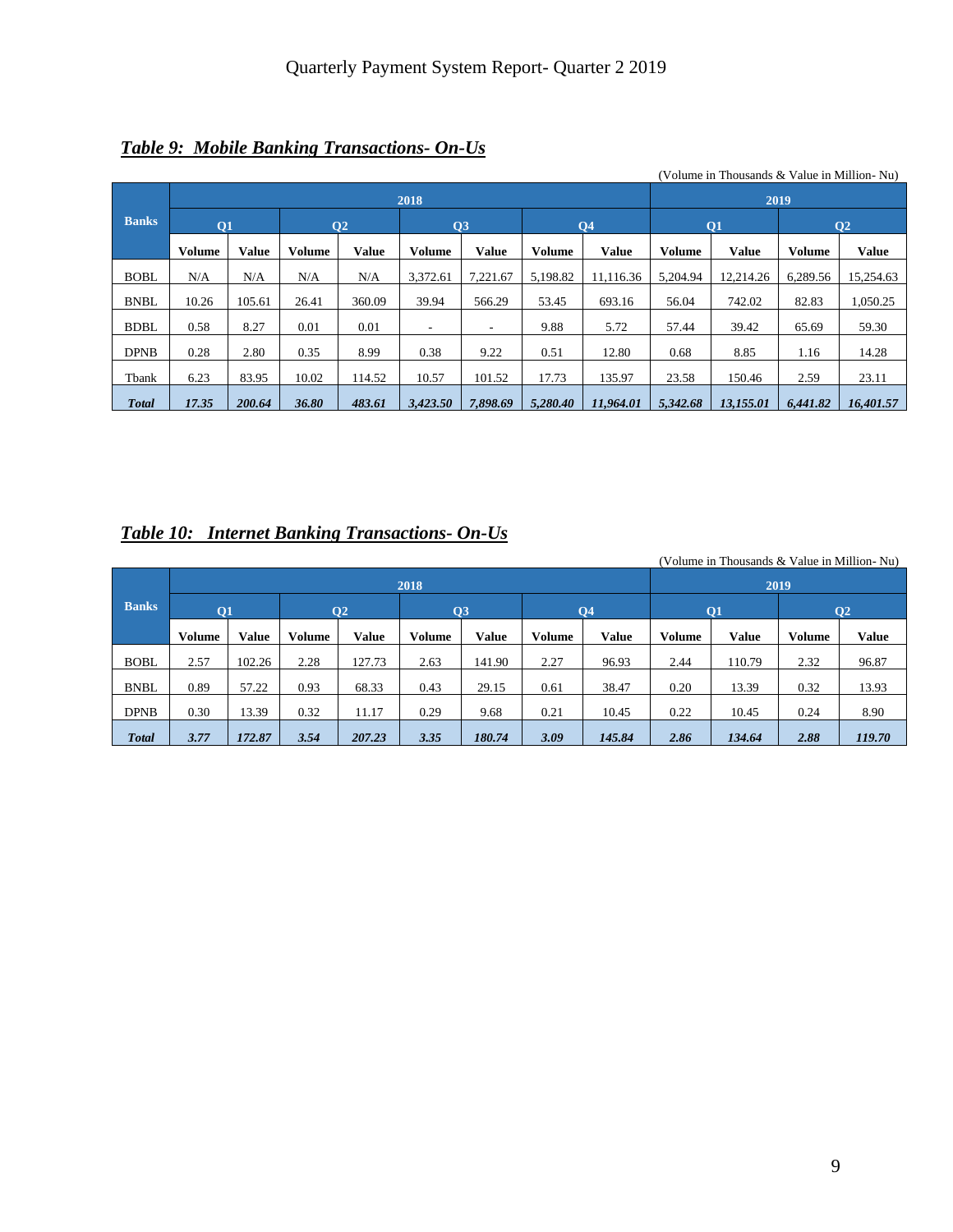***Table 9: Mobile Banking Transactions- On-Us***

(Volume in Thousands & Value in Million- Nu)

| Banks | 2018 | | | | | | | | 2019 | | | |
|---|---|---|---|---|---|---|---|---|---|---|---|---|
| | Q1 | | Q2 | | Q3 | | Q4 | | Q1 | | Q2 | |
| | Volume | Value | Volume | Value | Volume | Value | Volume | Value | Volume | Value | Volume | Value |
| BOBL | N/A | N/A | N/A | N/A | 3,372.61 | 7,221.67 | 5,198.82 | 11,116.36 | 5,204.94 | 12,214.26 | 6,289.56 | 15,254.63 |
| BNBL | 10.26 | 105.61 | 26.41 | 360.09 | 39.94 | 566.29 | 53.45 | 693.16 | 56.04 | 742.02 | 82.83 | 1,050.25 |
| BDBL | 0.58 | 8.27 | 0.01 | 0.01 | - | - | 9.88 | 5.72 | 57.44 | 39.42 | 65.69 | 59.30 |
| DPNB | 0.28 | 2.80 | 0.35 | 8.99 | 0.38 | 9.22 | 0.51 | 12.80 | 0.68 | 8.85 | 1.16 | 14.28 |
| Tbank | 6.23 | 83.95 | 10.02 | 114.52 | 10.57 | 101.52 | 17.73 | 135.97 | 23.58 | 150.46 | 2.59 | 23.11 |
| ***Total*** | ***17.35*** | ***200.64*** | ***36.80*** | ***483.61*** | ***3,423.50*** | ***7,898.69*** | ***5,280.40*** | ***11,964.01*** | ***5,342.68*** | ***13,155.01*** | ***6,441.82*** | ***16,401.57*** |

***Table 10: Internet Banking Transactions- On-Us***

(Volume in Thousands & Value in Million- Nu)

| Banks | 2018 | | | | | | | | 2019 | | | |
|---|---|---|---|---|---|---|---|---|---|---|---|---|
| | Q1 | | Q2 | | Q3 | | Q4 | | Q1 | | Q2 | |
| | Volume | Value | Volume | Value | Volume | Value | Volume | Value | Volume | Value | Volume | Value |
| BOBL | 2.57 | 102.26 | 2.28 | 127.73 | 2.63 | 141.90 | 2.27 | 96.93 | 2.44 | 110.79 | 2.32 | 96.87 |
| BNBL | 0.89 | 57.22 | 0.93 | 68.33 | 0.43 | 29.15 | 0.61 | 38.47 | 0.20 | 13.39 | 0.32 | 13.93 |
| DPNB | 0.30 | 13.39 | 0.32 | 11.17 | 0.29 | 9.68 | 0.21 | 10.45 | 0.22 | 10.45 | 0.24 | 8.90 |
| ***Total*** | ***3.77*** | ***172.87*** | ***3.54*** | ***207.23*** | ***3.35*** | ***180.74*** | ***3.09*** | ***145.84*** | ***2.86*** | ***134.64*** | ***2.88*** | ***119.70*** |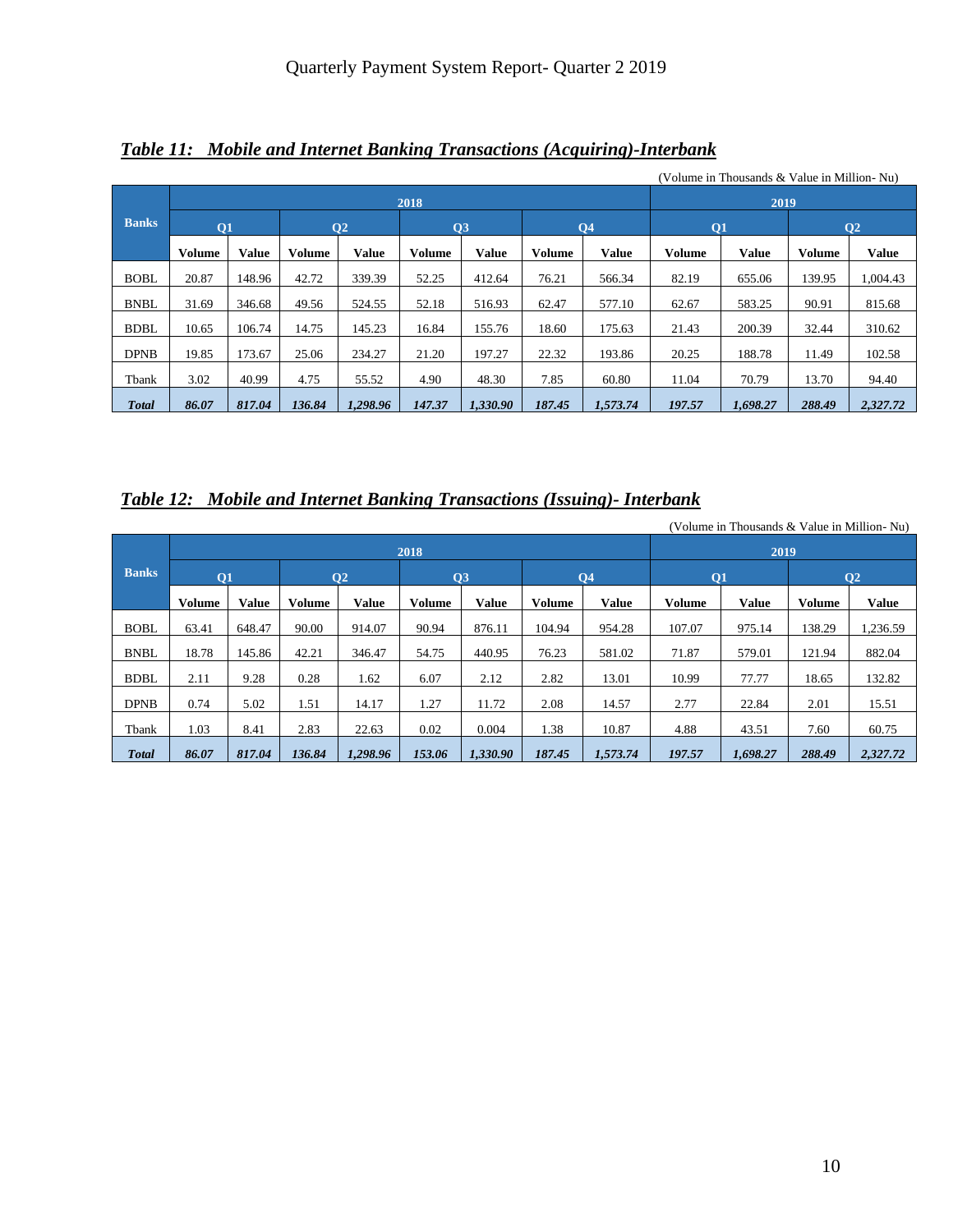### *Table 11: Mobile and Internet Banking Transactions (Acquiring)-Interbank*

(Volume in Thousands & Value in Million- Nu)

| Banks | 2018 | | | | | | | | 2019 | | | |
|---|---|---|---|---|---|---|---|---|---|---|---|---|
| | Q1 | | Q2 | | Q3 | | Q4 | | Q1 | | Q2 | |
| | Volume | Value | Volume | Value | Volume | Value | Volume | Value | Volume | Value | Volume | Value |
| BOBL | 20.87 | 148.96 | 42.72 | 339.39 | 52.25 | 412.64 | 76.21 | 566.34 | 82.19 | 655.06 | 139.95 | 1,004.43 |
| BNBL | 31.69 | 346.68 | 49.56 | 524.55 | 52.18 | 516.93 | 62.47 | 577.10 | 62.67 | 583.25 | 90.91 | 815.68 |
| BDBL | 10.65 | 106.74 | 14.75 | 145.23 | 16.84 | 155.76 | 18.60 | 175.63 | 21.43 | 200.39 | 32.44 | 310.62 |
| DPNB | 19.85 | 173.67 | 25.06 | 234.27 | 21.20 | 197.27 | 22.32 | 193.86 | 20.25 | 188.78 | 11.49 | 102.58 |
| Tbank | 3.02 | 40.99 | 4.75 | 55.52 | 4.90 | 48.30 | 7.85 | 60.80 | 11.04 | 70.79 | 13.70 | 94.40 |
| ***Total*** | ***86.07*** | ***817.04*** | ***136.84*** | ***1,298.96*** | ***147.37*** | ***1,330.90*** | ***187.45*** | ***1,573.74*** | ***197.57*** | ***1,698.27*** | ***288.49*** | ***2,327.72*** |

### *Table 12: Mobile and Internet Banking Transactions (Issuing)- Interbank*

(Volume in Thousands & Value in Million- Nu)

| Banks | 2018 | | | | | | | | 2019 | | | |
|---|---|---|---|---|---|---|---|---|---|---|---|---|
| | Q1 | | Q2 | | Q3 | | Q4 | | Q1 | | Q2 | |
| | Volume | Value | Volume | Value | Volume | Value | Volume | Value | Volume | Value | Volume | Value |
| BOBL | 63.41 | 648.47 | 90.00 | 914.07 | 90.94 | 876.11 | 104.94 | 954.28 | 107.07 | 975.14 | 138.29 | 1,236.59 |
| BNBL | 18.78 | 145.86 | 42.21 | 346.47 | 54.75 | 440.95 | 76.23 | 581.02 | 71.87 | 579.01 | 121.94 | 882.04 |
| BDBL | 2.11 | 9.28 | 0.28 | 1.62 | 6.07 | 2.12 | 2.82 | 13.01 | 10.99 | 77.77 | 18.65 | 132.82 |
| DPNB | 0.74 | 5.02 | 1.51 | 14.17 | 1.27 | 11.72 | 2.08 | 14.57 | 2.77 | 22.84 | 2.01 | 15.51 |
| Tbank | 1.03 | 8.41 | 2.83 | 22.63 | 0.02 | 0.004 | 1.38 | 10.87 | 4.88 | 43.51 | 7.60 | 60.75 |
| ***Total*** | ***86.07*** | ***817.04*** | ***136.84*** | ***1,298.96*** | ***153.06*** | ***1,330.90*** | ***187.45*** | ***1,573.74*** | ***197.57*** | ***1,698.27*** | ***288.49*** | ***2,327.72*** |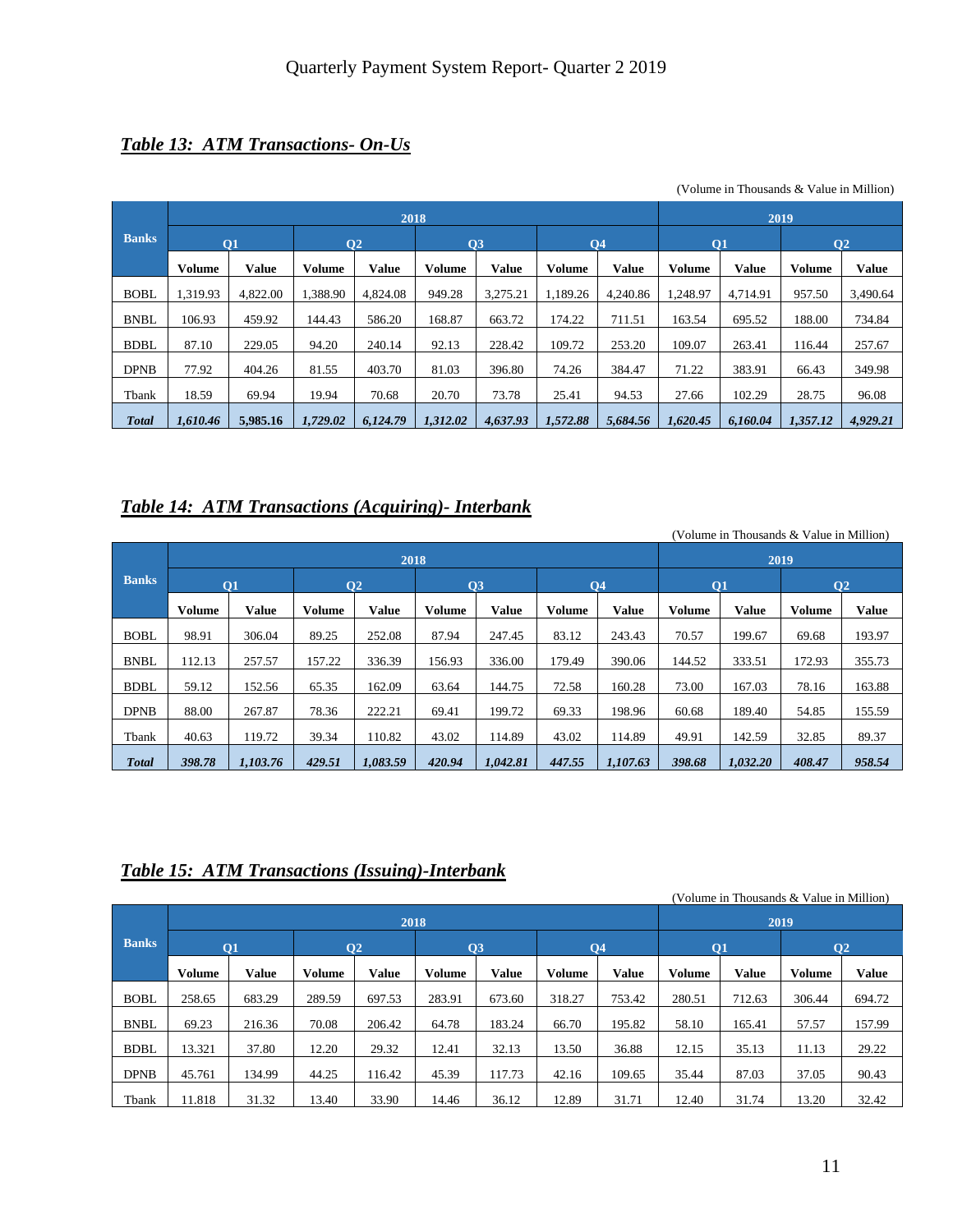### *Table 13: ATM Transactions- On-Us*

(Volume in Thousands & Value in Million)

| Banks | 2018 | | | | | | | | 2019 | | | |
|---|---|---|---|---|---|---|---|---|---|---|---|---|
| | Q1 | | Q2 | | Q3 | | Q4 | | Q1 | | Q2 | |
| | Volume | Value | Volume | Value | Volume | Value | Volume | Value | Volume | Value | Volume | Value |
| BOBL | 1,319.93 | 4,822.00 | 1,388.90 | 4,824.08 | 949.28 | 3,275.21 | 1,189.26 | 4,240.86 | 1,248.97 | 4,714.91 | 957.50 | 3,490.64 |
| BNBL | 106.93 | 459.92 | 144.43 | 586.20 | 168.87 | 663.72 | 174.22 | 711.51 | 163.54 | 695.52 | 188.00 | 734.84 |
| BDBL | 87.10 | 229.05 | 94.20 | 240.14 | 92.13 | 228.42 | 109.72 | 253.20 | 109.07 | 263.41 | 116.44 | 257.67 |
| DPNB | 77.92 | 404.26 | 81.55 | 403.70 | 81.03 | 396.80 | 74.26 | 384.47 | 71.22 | 383.91 | 66.43 | 349.98 |
| Tbank | 18.59 | 69.94 | 19.94 | 70.68 | 20.70 | 73.78 | 25.41 | 94.53 | 27.66 | 102.29 | 28.75 | 96.08 |
| ***Total*** | ***1,610.46*** | **5,985.16** | ***1,729.02*** | ***6,124.79*** | ***1,312.02*** | ***4,637.93*** | ***1,572.88*** | ***5,684.56*** | ***1,620.45*** | ***6,160.04*** | ***1,357.12*** | ***4,929.21*** |

### *Table 14: ATM Transactions (Acquiring)- Interbank*

(Volume in Thousands & Value in Million)

| Banks | 2018 | | | | | | | | 2019 | | | |
|---|---|---|---|---|---|---|---|---|---|---|---|---|
| | Q1 | | Q2 | | Q3 | | Q4 | | Q1 | | Q2 | |
| | Volume | Value | Volume | Value | Volume | Value | Volume | Value | Volume | Value | Volume | Value |
| BOBL | 98.91 | 306.04 | 89.25 | 252.08 | 87.94 | 247.45 | 83.12 | 243.43 | 70.57 | 199.67 | 69.68 | 193.97 |
| BNBL | 112.13 | 257.57 | 157.22 | 336.39 | 156.93 | 336.00 | 179.49 | 390.06 | 144.52 | 333.51 | 172.93 | 355.73 |
| BDBL | 59.12 | 152.56 | 65.35 | 162.09 | 63.64 | 144.75 | 72.58 | 160.28 | 73.00 | 167.03 | 78.16 | 163.88 |
| DPNB | 88.00 | 267.87 | 78.36 | 222.21 | 69.41 | 199.72 | 69.33 | 198.96 | 60.68 | 189.40 | 54.85 | 155.59 |
| Tbank | 40.63 | 119.72 | 39.34 | 110.82 | 43.02 | 114.89 | 43.02 | 114.89 | 49.91 | 142.59 | 32.85 | 89.37 |
| ***Total*** | ***398.78*** | ***1,103.76*** | ***429.51*** | ***1,083.59*** | ***420.94*** | ***1,042.81*** | ***447.55*** | ***1,107.63*** | ***398.68*** | ***1,032.20*** | ***408.47*** | ***958.54*** |

### *Table 15: ATM Transactions (Issuing)-Interbank*

(Volume in Thousands & Value in Million)

| Banks | 2018 | | | | | | | | 2019 | | | |
|---|---|---|---|---|---|---|---|---|---|---|---|---|
| | Q1 | | Q2 | | Q3 | | Q4 | | Q1 | | Q2 | |
| | Volume | Value | Volume | Value | Volume | Value | Volume | Value | Volume | Value | Volume | Value |
| BOBL | 258.65 | 683.29 | 289.59 | 697.53 | 283.91 | 673.60 | 318.27 | 753.42 | 280.51 | 712.63 | 306.44 | 694.72 |
| BNBL | 69.23 | 216.36 | 70.08 | 206.42 | 64.78 | 183.24 | 66.70 | 195.82 | 58.10 | 165.41 | 57.57 | 157.99 |
| BDBL | 13.321 | 37.80 | 12.20 | 29.32 | 12.41 | 32.13 | 13.50 | 36.88 | 12.15 | 35.13 | 11.13 | 29.22 |
| DPNB | 45.761 | 134.99 | 44.25 | 116.42 | 45.39 | 117.73 | 42.16 | 109.65 | 35.44 | 87.03 | 37.05 | 90.43 |
| Tbank | 11.818 | 31.32 | 13.40 | 33.90 | 14.46 | 36.12 | 12.89 | 31.71 | 12.40 | 31.74 | 13.20 | 32.42 |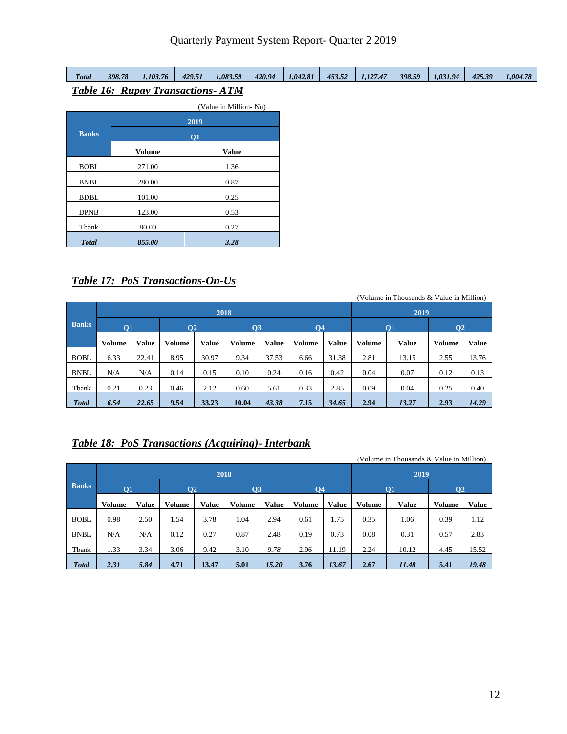| Total | 398.78 | 1,103.76 | 429.51 | 1,083.59 | 420.94 | 1,042.81 | 453.52 | 1,127.47 | 398.59 | 1,031.94 | 425.39 | 1,004.78 |
|---|---|---|---|---|---|---|---|---|---|---|---|---|

## *Table 16: Rupay Transactions- ATM*

(Value in Million- Nu)

| Banks | 2019 | |
|---|---|---|
| | Q1 | |
| | Volume | Value |
| BOBL | 271.00 | 1.36 |
| BNBL | 280.00 | 0.87 |
| BDBL | 101.00 | 0.25 |
| DPNB | 123.00 | 0.53 |
| Tbank | 80.00 | 0.27 |
| ***Total*** | ***855.00*** | ***3.28*** |

## *Table 17: PoS Transactions-On-Us*

(Volume in Thousands & Value in Million)

| Banks | 2018 | | | | | | | | 2019 | | | |
|---|---|---|---|---|---|---|---|---|---|---|---|---|
| | Q1 | | Q2 | | Q3 | | Q4 | | Q1 | | Q2 | |
| | Volume | Value | Volume | Value | Volume | Value | Volume | Value | Volume | Value | Volume | Value |
| BOBL | 6.33 | 22.41 | 8.95 | 30.97 | 9.34 | 37.53 | 6.66 | 31.38 | 2.81 | 13.15 | 2.55 | 13.76 |
| BNBL | N/A | N/A | 0.14 | 0.15 | 0.10 | 0.24 | 0.16 | 0.42 | 0.04 | 0.07 | 0.12 | 0.13 |
| Tbank | 0.21 | 0.23 | 0.46 | 2.12 | 0.60 | 5.61 | 0.33 | 2.85 | 0.09 | 0.04 | 0.25 | 0.40 |
| ***Total*** | ***6.54*** | ***22.65*** | **9.54** | **33.23** | **10.04** | ***43.38*** | **7.15** | ***34.65*** | **2.94** | ***13.27*** | **2.93** | ***14.29*** |

## *Table 18: PoS Transactions (Acquiring)- Interbank*

(Volume in Thousands & Value in Million)

| Banks | 2018 | | | | | | | | 2019 | | | |
|---|---|---|---|---|---|---|---|---|---|---|---|---|
| | Q1 | | Q2 | | Q3 | | Q4 | | Q1 | | Q2 | |
| | Volume | Value | Volume | Value | Volume | Value | Volume | Value | Volume | Value | Volume | Value |
| BOBL | 0.98 | 2.50 | 1.54 | 3.78 | 1.04 | 2.94 | 0.61 | 1.75 | 0.35 | 1.06 | 0.39 | 1.12 |
| BNBL | N/A | N/A | 0.12 | 0.27 | 0.87 | 2.48 | 0.19 | 0.73 | 0.08 | 0.31 | 0.57 | 2.83 |
| Tbank | 1.33 | 3.34 | 3.06 | 9.42 | 3.10 | *9.78* | 2.96 | 11.19 | 2.24 | 10.12 | 4.45 | 15.52 |
| ***Total*** | ***2.31*** | ***5.84*** | **4.71** | **13.47** | **5.01** | ***15.20*** | **3.76** | ***13.67*** | **2.67** | ***11.48*** | **5.41** | ***19.48*** |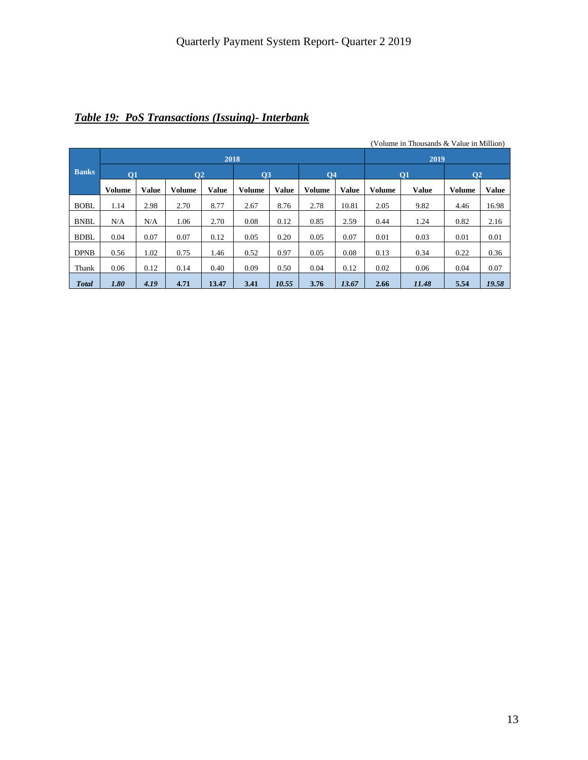## *Table 19: PoS Transactions (Issuing)- Interbank*

(Volume in Thousands & Value in Million)

| Banks | 2018 | | | | | | | | 2019 | | | |
|---|---|---|---|---|---|---|---|---|---|---|---|---|
| | Q1 | | Q2 | | Q3 | | Q4 | | Q1 | | Q2 | |
| | Volume | Value | Volume | Value | Volume | Value | Volume | Value | Volume | Value | Volume | Value |
| BOBL | 1.14 | 2.98 | 2.70 | 8.77 | 2.67 | 8.76 | 2.78 | 10.81 | 2.05 | 9.82 | 4.46 | 16.98 |
| BNBL | N/A | N/A | 1.06 | 2.70 | 0.08 | 0.12 | 0.85 | 2.59 | 0.44 | 1.24 | 0.82 | 2.16 |
| BDBL | 0.04 | 0.07 | 0.07 | 0.12 | 0.05 | 0.20 | 0.05 | 0.07 | 0.01 | 0.03 | 0.01 | 0.01 |
| DPNB | 0.56 | 1.02 | 0.75 | 1.46 | 0.52 | 0.97 | 0.05 | 0.08 | 0.13 | 0.34 | 0.22 | 0.36 |
| Tbank | 0.06 | 0.12 | 0.14 | 0.40 | 0.09 | 0.50 | 0.04 | 0.12 | 0.02 | 0.06 | 0.04 | 0.07 |
| ***Total*** | ***1.80*** | ***4.19*** | **4.71** | **13.47** | **3.41** | ***10.55*** | **3.76** | ***13.67*** | **2.66** | ***11.48*** | **5.54** | ***19.58*** |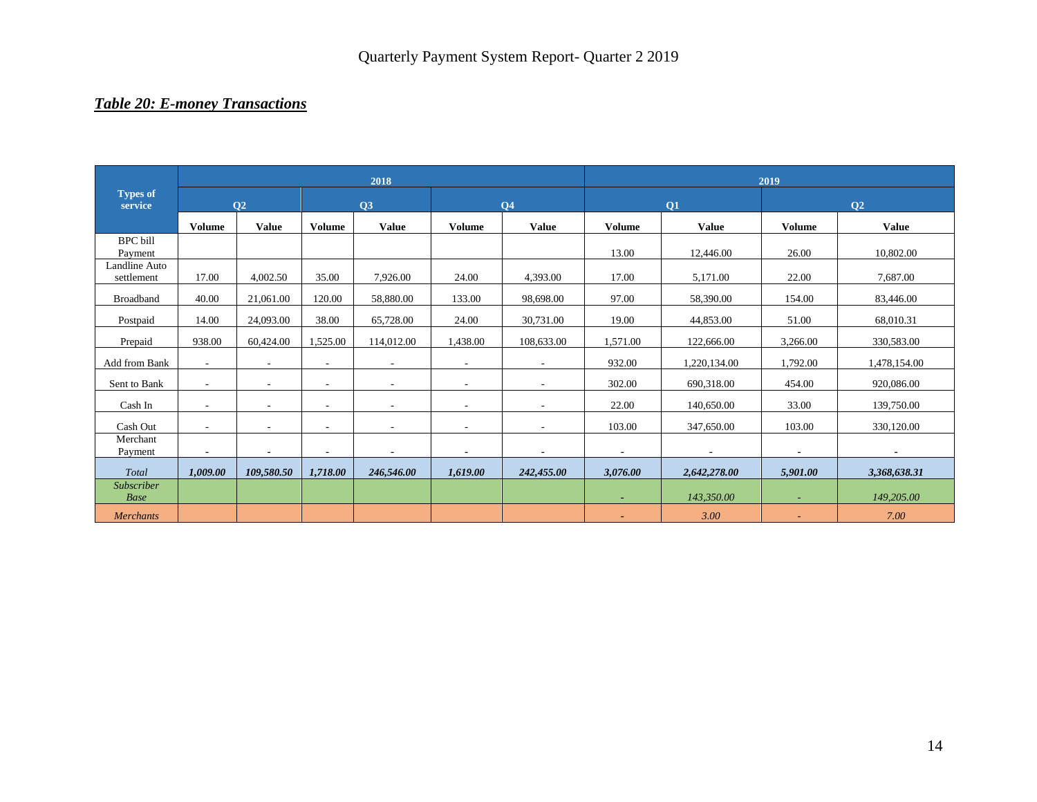## *Table 20: E-money Transactions*

| Types of service | 2018 | | | | | | 2019 | | | |
|---|---|---|---|---|---|---|---|---|---|---|
| | Q2 | | Q3 | | Q4 | | Q1 | | Q2 | |
| | **Volume** | **Value** | **Volume** | **Value** | **Volume** | **Value** | **Volume** | **Value** | **Volume** | **Value** |
| BPC bill Payment | | | | | | | 13.00 | 12,446.00 | 26.00 | 10,802.00 |
| Landline Auto settlement | 17.00 | 4,002.50 | 35.00 | 7,926.00 | 24.00 | 4,393.00 | 17.00 | 5,171.00 | 22.00 | 7,687.00 |
| Broadband | 40.00 | 21,061.00 | 120.00 | 58,880.00 | 133.00 | 98,698.00 | 97.00 | 58,390.00 | 154.00 | 83,446.00 |
| Postpaid | 14.00 | 24,093.00 | 38.00 | 65,728.00 | 24.00 | 30,731.00 | 19.00 | 44,853.00 | 51.00 | 68,010.31 |
| Prepaid | 938.00 | 60,424.00 | 1,525.00 | 114,012.00 | 1,438.00 | 108,633.00 | 1,571.00 | 122,666.00 | 3,266.00 | 330,583.00 |
| Add from Bank | - | - | - | - | - | - | 932.00 | 1,220,134.00 | 1,792.00 | 1,478,154.00 |
| Sent to Bank | - | - | - | - | - | - | 302.00 | 690,318.00 | 454.00 | 920,086.00 |
| Cash In | - | - | - | - | - | - | 22.00 | 140,650.00 | 33.00 | 139,750.00 |
| Cash Out | - | - | - | - | - | - | 103.00 | 347,650.00 | 103.00 | 330,120.00 |
| Merchant Payment | - | - | - | - | - | - | - | - | - | - |
| *Total* | ***1,009.00*** | ***109,580.50*** | ***1,718.00*** | ***246,546.00*** | ***1,619.00*** | ***242,455.00*** | ***3,076.00*** | ***2,642,278.00*** | ***5,901.00*** | ***3,368,638.31*** |
| *Subscriber Base* | | | | | | | - | *143,350.00* | - | *149,205.00* |
| *Merchants* | | | | | | | - | *3.00* | - | *7.00* |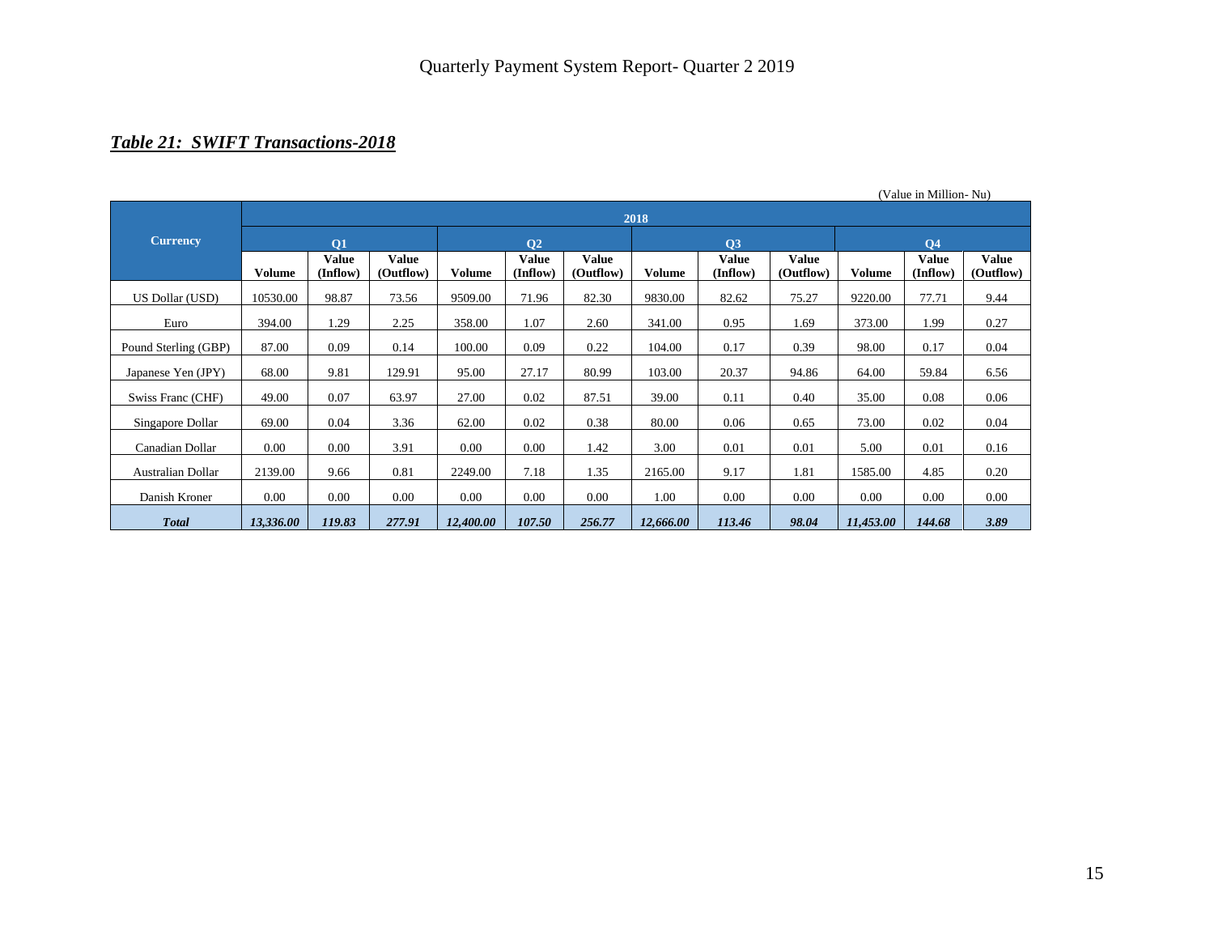***Table 21: SWIFT Transactions-2018***

(Value in Million- Nu)

| Currency | 2018 | | | | | | | | | | | |
|---|---|---|---|---|---|---|---|---|---|---|---|---|
| | Q1 | | | Q2 | | | Q3 | | | Q4 | | |
| | Volume | Value (Inflow) | Value (Outflow) | Volume | Value (Inflow) | Value (Outflow) | Volume | Value (Inflow) | Value (Outflow) | Volume | Value (Inflow) | Value (Outflow) |
| US Dollar (USD) | 10530.00 | 98.87 | 73.56 | 9509.00 | 71.96 | 82.30 | 9830.00 | 82.62 | 75.27 | 9220.00 | 77.71 | 9.44 |
| Euro | 394.00 | 1.29 | 2.25 | 358.00 | 1.07 | 2.60 | 341.00 | 0.95 | 1.69 | 373.00 | 1.99 | 0.27 |
| Pound Sterling (GBP) | 87.00 | 0.09 | 0.14 | 100.00 | 0.09 | 0.22 | 104.00 | 0.17 | 0.39 | 98.00 | 0.17 | 0.04 |
| Japanese Yen (JPY) | 68.00 | 9.81 | 129.91 | 95.00 | 27.17 | 80.99 | 103.00 | 20.37 | 94.86 | 64.00 | 59.84 | 6.56 |
| Swiss Franc (CHF) | 49.00 | 0.07 | 63.97 | 27.00 | 0.02 | 87.51 | 39.00 | 0.11 | 0.40 | 35.00 | 0.08 | 0.06 |
| Singapore Dollar | 69.00 | 0.04 | 3.36 | 62.00 | 0.02 | 0.38 | 80.00 | 0.06 | 0.65 | 73.00 | 0.02 | 0.04 |
| Canadian Dollar | 0.00 | 0.00 | 3.91 | 0.00 | 0.00 | 1.42 | 3.00 | 0.01 | 0.01 | 5.00 | 0.01 | 0.16 |
| Australian Dollar | 2139.00 | 9.66 | 0.81 | 2249.00 | 7.18 | 1.35 | 2165.00 | 9.17 | 1.81 | 1585.00 | 4.85 | 0.20 |
| Danish Kroner | 0.00 | 0.00 | 0.00 | 0.00 | 0.00 | 0.00 | 1.00 | 0.00 | 0.00 | 0.00 | 0.00 | 0.00 |
| ***Total*** | ***13,336.00*** | ***119.83*** | ***277.91*** | ***12,400.00*** | ***107.50*** | ***256.77*** | ***12,666.00*** | ***113.46*** | ***98.04*** | ***11,453.00*** | ***144.68*** | ***3.89*** |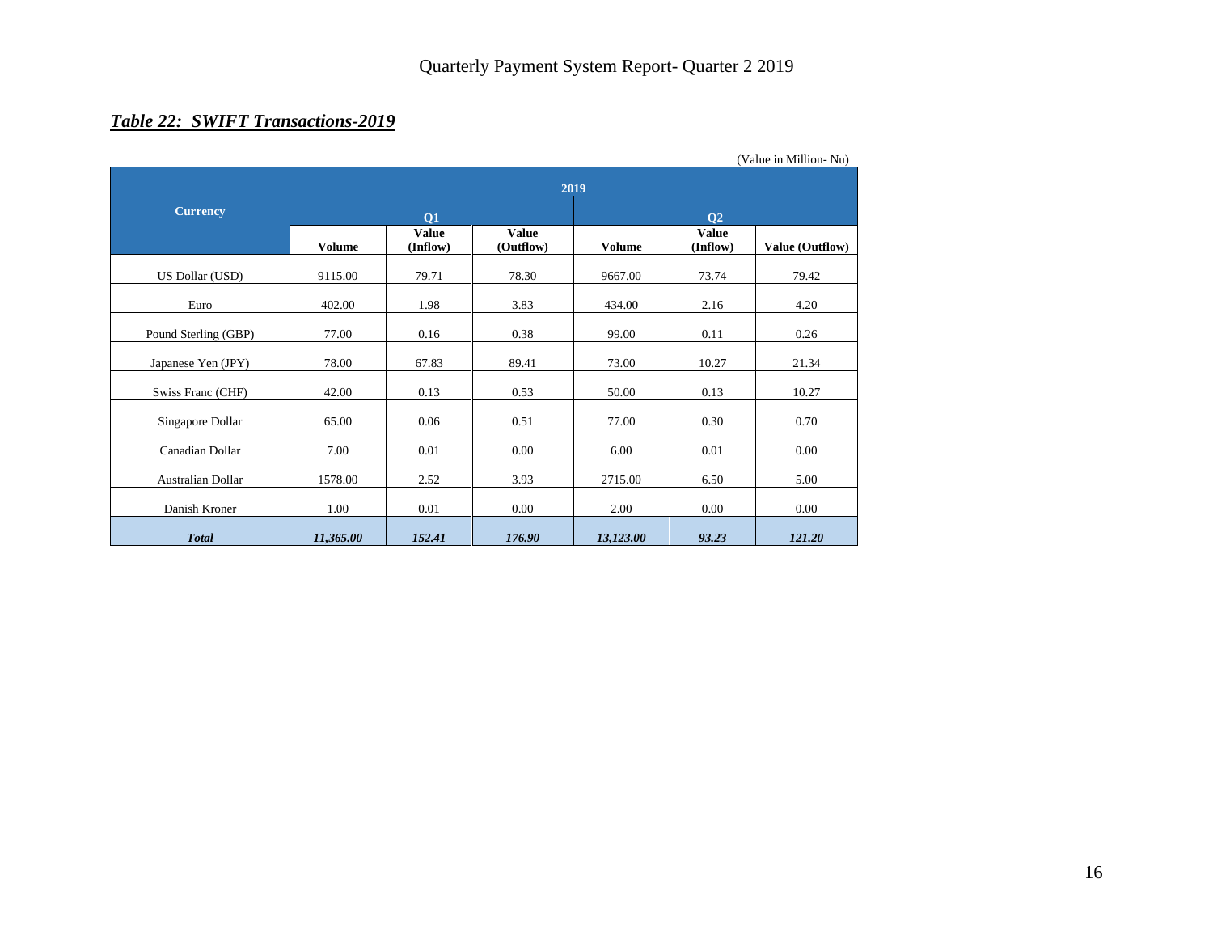### ***Table 22: SWIFT Transactions-2019***

(Value in Million- Nu)

| Currency | 2019 | | | | | |
|---|---|---|---|---|---|---|
| | Q1 | | | Q2 | | |
| | Volume | Value (Inflow) | Value (Outflow) | Volume | Value (Inflow) | Value (Outflow) |
| US Dollar (USD) | 9115.00 | 79.71 | 78.30 | 9667.00 | 73.74 | 79.42 |
| Euro | 402.00 | 1.98 | 3.83 | 434.00 | 2.16 | 4.20 |
| Pound Sterling (GBP) | 77.00 | 0.16 | 0.38 | 99.00 | 0.11 | 0.26 |
| Japanese Yen (JPY) | 78.00 | 67.83 | 89.41 | 73.00 | 10.27 | 21.34 |
| Swiss Franc (CHF) | 42.00 | 0.13 | 0.53 | 50.00 | 0.13 | 10.27 |
| Singapore Dollar | 65.00 | 0.06 | 0.51 | 77.00 | 0.30 | 0.70 |
| Canadian Dollar | 7.00 | 0.01 | 0.00 | 6.00 | 0.01 | 0.00 |
| Australian Dollar | 1578.00 | 2.52 | 3.93 | 2715.00 | 6.50 | 5.00 |
| Danish Kroner | 1.00 | 0.01 | 0.00 | 2.00 | 0.00 | 0.00 |
| ***Total*** | ***11,365.00*** | ***152.41*** | ***176.90*** | ***13,123.00*** | ***93.23*** | ***121.20*** |